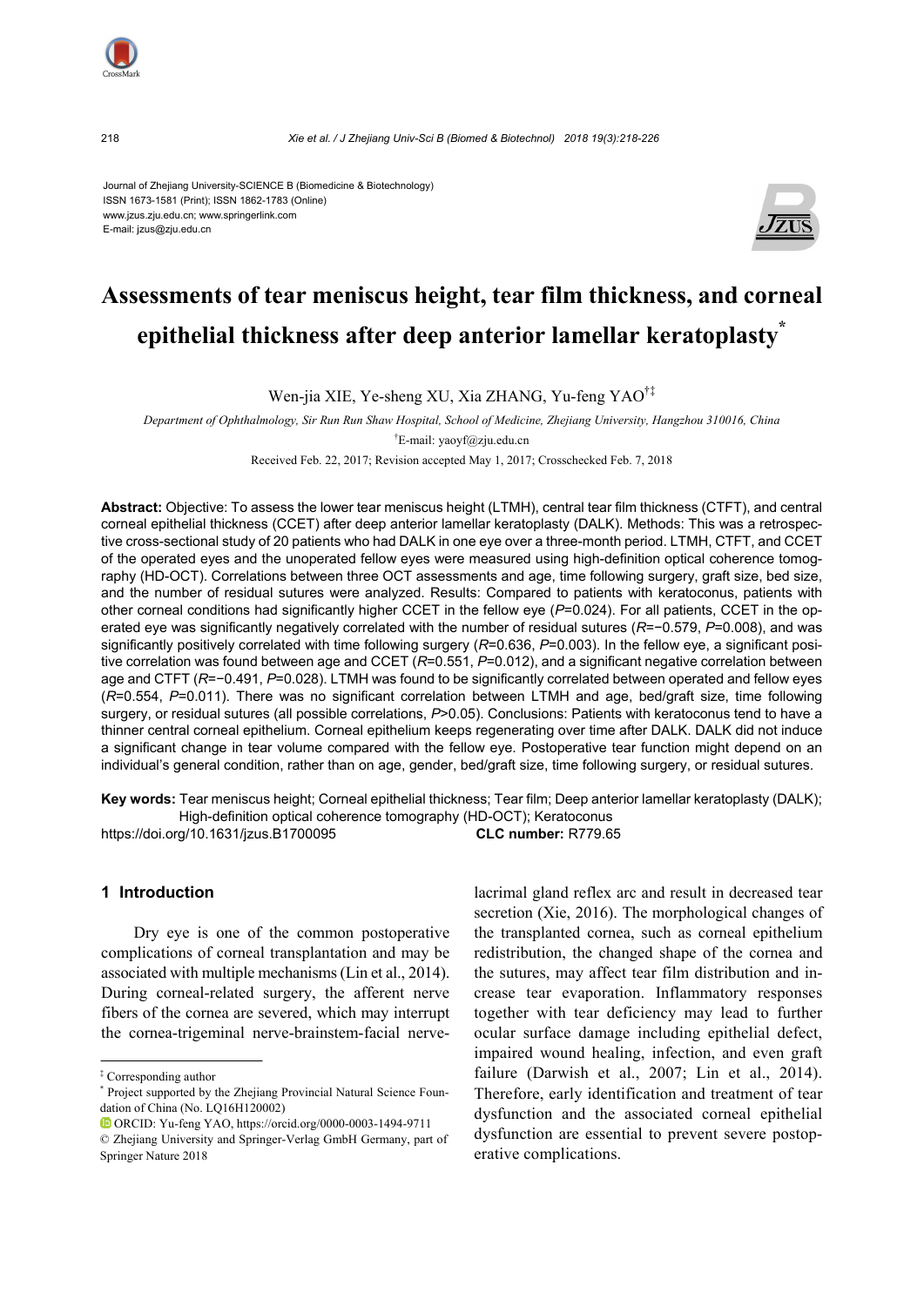Journal of Zhejiang University-SCIENCE B (Biomedicine & Biotechnology)
ISSN 1673-1581 (Print); ISSN 1862-1783 (Online)
www.jzus.zju.edu.cn; www.springerlink.com
E-mail: jzus@zju.edu.cn

# Assessments of tear meniscus height, tear film thickness, and corneal epithelial thickness after deep anterior lamellar keratoplasty*

Wen-jia XIE, Ye-sheng XU, Xia ZHANG, Yu-feng YAO[†‡]

*Department of Ophthalmology, Sir Run Run Shaw Hospital, School of Medicine, Zhejiang University, Hangzhou 310016, China*

[†]E-mail: yaoyf@zju.edu.cn

Received Feb. 22, 2017; Revision accepted May 1, 2017; Crosschecked Feb. 7, 2018

**Abstract:** Objective: To assess the lower tear meniscus height (LTMH), central tear film thickness (CTFT), and central corneal epithelial thickness (CCET) after deep anterior lamellar keratoplasty (DALK). Methods: This was a retrospective cross-sectional study of 20 patients who had DALK in one eye over a three-month period. LTMH, CTFT, and CCET of the operated eyes and the unoperated fellow eyes were measured using high-definition optical coherence tomography (HD-OCT). Correlations between three OCT assessments and age, time following surgery, graft size, bed size, and the number of residual sutures were analyzed. Results: Compared to patients with keratoconus, patients with other corneal conditions had significantly higher CCET in the fellow eye ($P$=0.024). For all patients, CCET in the operated eye was significantly negatively correlated with the number of residual sutures ($R$=−0.579, $P$=0.008), and was significantly positively correlated with time following surgery ($R$=0.636, $P$=0.003). In the fellow eye, a significant positive correlation was found between age and CCET ($R$=0.551, $P$=0.012), and a significant negative correlation between age and CTFT ($R$=−0.491, $P$=0.028). LTMH was found to be significantly correlated between operated and fellow eyes ($R$=0.554, $P$=0.011). There was no significant correlation between LTMH and age, bed/graft size, time following surgery, or residual sutures (all possible correlations, $P$>0.05). Conclusions: Patients with keratoconus tend to have a thinner central corneal epithelium. Corneal epithelium keeps regenerating over time after DALK. DALK did not induce a significant change in tear volume compared with the fellow eye. Postoperative tear function might depend on an individual's general condition, rather than on age, gender, bed/graft size, time following surgery, or residual sutures.

**Key words:** Tear meniscus height; Corneal epithelial thickness; Tear film; Deep anterior lamellar keratoplasty (DALK); High-definition optical coherence tomography (HD-OCT); Keratoconus

https://doi.org/10.1631/jzus.B1700095 **CLC number:** R779.65

## 1 Introduction

Dry eye is one of the common postoperative complications of corneal transplantation and may be associated with multiple mechanisms (Lin et al., 2014). During corneal-related surgery, the afferent nerve fibers of the cornea are severed, which may interrupt the cornea-trigeminal nerve-brainstem-facial nerve-lacrimal gland reflex arc and result in decreased tear secretion (Xie, 2016). The morphological changes of the transplanted cornea, such as corneal epithelium redistribution, the changed shape of the cornea and the sutures, may affect tear film distribution and increase tear evaporation. Inflammatory responses together with tear deficiency may lead to further ocular surface damage including epithelial defect, impaired wound healing, infection, and even graft failure (Darwish et al., 2007; Lin et al., 2014). Therefore, early identification and treatment of tear dysfunction and the associated corneal epithelial dysfunction are essential to prevent severe postoperative complications.

---

‡ Corresponding author

\* Project supported by the Zhejiang Provincial Natural Science Foundation of China (No. LQ16H120002)

ORCID: Yu-feng YAO, https://orcid.org/0000-0003-1494-9711

© Zhejiang University and Springer-Verlag GmbH Germany, part of Springer Nature 2018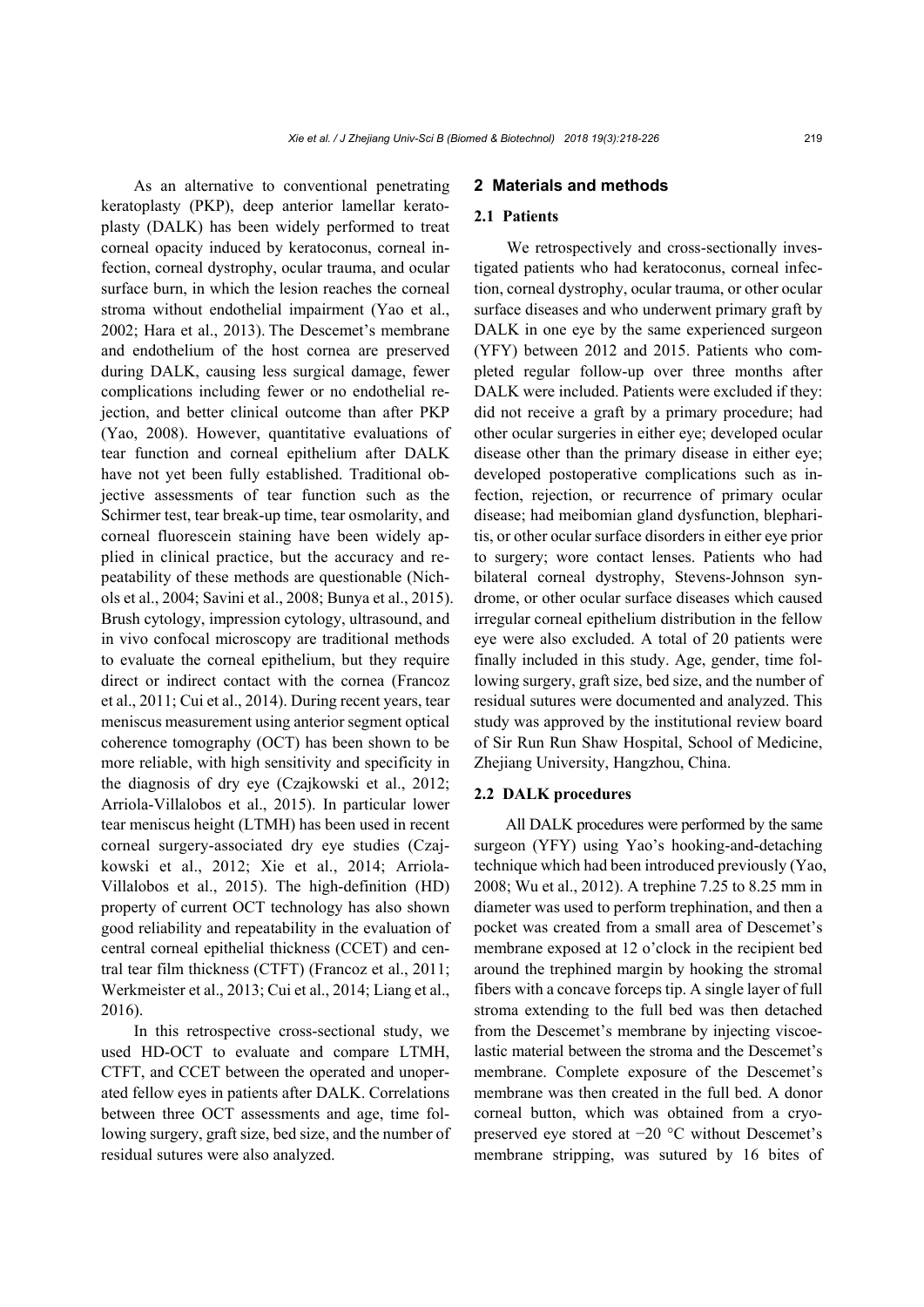As an alternative to conventional penetrating keratoplasty (PKP), deep anterior lamellar keratoplasty (DALK) has been widely performed to treat corneal opacity induced by keratoconus, corneal infection, corneal dystrophy, ocular trauma, and ocular surface burn, in which the lesion reaches the corneal stroma without endothelial impairment (Yao et al., 2002; Hara et al., 2013). The Descemet's membrane and endothelium of the host cornea are preserved during DALK, causing less surgical damage, fewer complications including fewer or no endothelial rejection, and better clinical outcome than after PKP (Yao, 2008). However, quantitative evaluations of tear function and corneal epithelium after DALK have not yet been fully established. Traditional objective assessments of tear function such as the Schirmer test, tear break-up time, tear osmolarity, and corneal fluorescein staining have been widely applied in clinical practice, but the accuracy and repeatability of these methods are questionable (Nichols et al., 2004; Savini et al., 2008; Bunya et al., 2015). Brush cytology, impression cytology, ultrasound, and in vivo confocal microscopy are traditional methods to evaluate the corneal epithelium, but they require direct or indirect contact with the cornea (Francoz et al., 2011; Cui et al., 2014). During recent years, tear meniscus measurement using anterior segment optical coherence tomography (OCT) has been shown to be more reliable, with high sensitivity and specificity in the diagnosis of dry eye (Czajkowski et al., 2012; Arriola-Villalobos et al., 2015). In particular lower tear meniscus height (LTMH) has been used in recent corneal surgery-associated dry eye studies (Czajkowski et al., 2012; Xie et al., 2014; Arriola-Villalobos et al., 2015). The high-definition (HD) property of current OCT technology has also shown good reliability and repeatability in the evaluation of central corneal epithelial thickness (CCET) and central tear film thickness (CTFT) (Francoz et al., 2011; Werkmeister et al., 2013; Cui et al., 2014; Liang et al., 2016).

In this retrospective cross-sectional study, we used HD-OCT to evaluate and compare LTMH, CTFT, and CCET between the operated and unoperated fellow eyes in patients after DALK. Correlations between three OCT assessments and age, time following surgery, graft size, bed size, and the number of residual sutures were also analyzed.

## 2 Materials and methods

### 2.1 Patients

We retrospectively and cross-sectionally investigated patients who had keratoconus, corneal infection, corneal dystrophy, ocular trauma, or other ocular surface diseases and who underwent primary graft by DALK in one eye by the same experienced surgeon (YFY) between 2012 and 2015. Patients who completed regular follow-up over three months after DALK were included. Patients were excluded if they: did not receive a graft by a primary procedure; had other ocular surgeries in either eye; developed ocular disease other than the primary disease in either eye; developed postoperative complications such as infection, rejection, or recurrence of primary ocular disease; had meibomian gland dysfunction, blepharitis, or other ocular surface disorders in either eye prior to surgery; wore contact lenses. Patients who had bilateral corneal dystrophy, Stevens-Johnson syndrome, or other ocular surface diseases which caused irregular corneal epithelium distribution in the fellow eye were also excluded. A total of 20 patients were finally included in this study. Age, gender, time following surgery, graft size, bed size, and the number of residual sutures were documented and analyzed. This study was approved by the institutional review board of Sir Run Run Shaw Hospital, School of Medicine, Zhejiang University, Hangzhou, China.

### 2.2 DALK procedures

All DALK procedures were performed by the same surgeon (YFY) using Yao's hooking-and-detaching technique which had been introduced previously (Yao, 2008; Wu et al., 2012). A trephine 7.25 to 8.25 mm in diameter was used to perform trephination, and then a pocket was created from a small area of Descemet's membrane exposed at 12 o'clock in the recipient bed around the trephined margin by hooking the stromal fibers with a concave forceps tip. A single layer of full stroma extending to the full bed was then detached from the Descemet's membrane by injecting viscoelastic material between the stroma and the Descemet's membrane. Complete exposure of the Descemet's membrane was then created in the full bed. A donor corneal button, which was obtained from a cryopreserved eye stored at −20 °C without Descemet's membrane stripping, was sutured by 16 bites of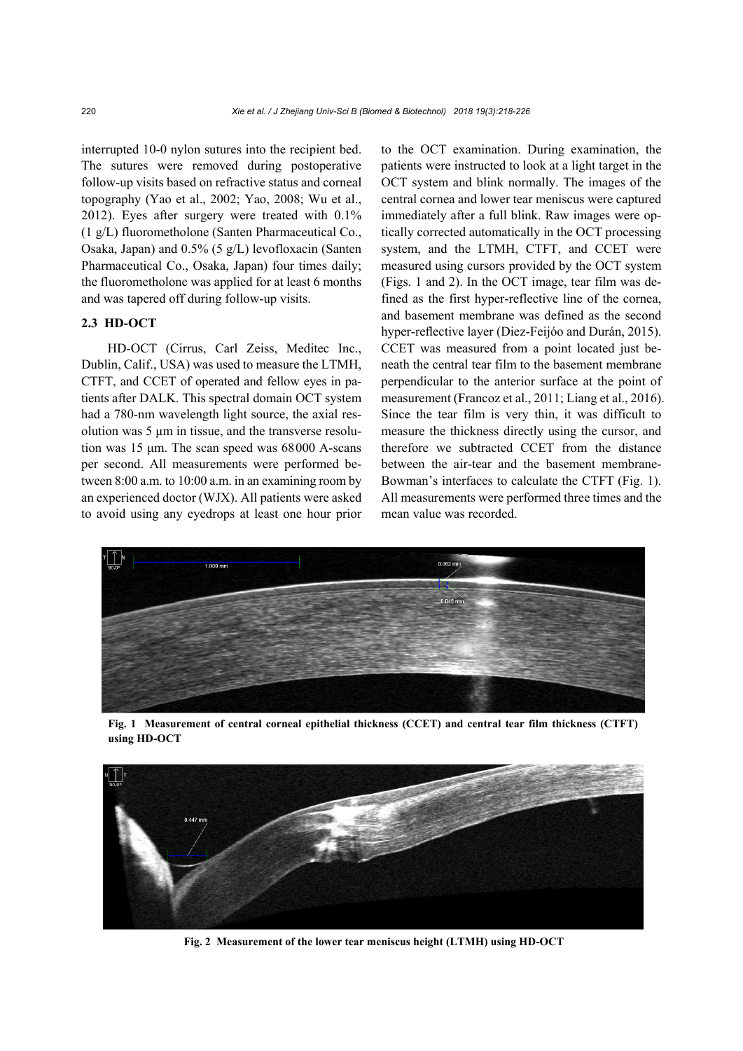interrupted 10-0 nylon sutures into the recipient bed. The sutures were removed during postoperative follow-up visits based on refractive status and corneal topography (Yao et al., 2002; Yao, 2008; Wu et al., 2012). Eyes after surgery were treated with 0.1% (1 g/L) fluorometholone (Santen Pharmaceutical Co., Osaka, Japan) and 0.5% (5 g/L) levofloxacin (Santen Pharmaceutical Co., Osaka, Japan) four times daily; the fluorometholone was applied for at least 6 months and was tapered off during follow-up visits.

### 2.3 HD-OCT

HD-OCT (Cirrus, Carl Zeiss, Meditec Inc., Dublin, Calif., USA) was used to measure the LTMH, CTFT, and CCET of operated and fellow eyes in patients after DALK. This spectral domain OCT system had a 780-nm wavelength light source, the axial resolution was 5 μm in tissue, and the transverse resolution was 15 μm. The scan speed was 68 000 A-scans per second. All measurements were performed between 8:00 a.m. to 10:00 a.m. in an examining room by an experienced doctor (WJX). All patients were asked to avoid using any eyedrops at least one hour prior to the OCT examination. During examination, the patients were instructed to look at a light target in the OCT system and blink normally. The images of the central cornea and lower tear meniscus were captured immediately after a full blink. Raw images were optically corrected automatically in the OCT processing system, and the LTMH, CTFT, and CCET were measured using cursors provided by the OCT system (Figs. 1 and 2). In the OCT image, tear film was defined as the first hyper-reflective line of the cornea, and basement membrane was defined as the second hyper-reflective layer (Diez-Feijóo and Durán, 2015). CCET was measured from a point located just beneath the central tear film to the basement membrane perpendicular to the anterior surface at the point of measurement (Francoz et al., 2011; Liang et al., 2016). Since the tear film is very thin, it was difficult to measure the thickness directly using the cursor, and therefore we subtracted CCET from the distance between the air-tear and the basement membrane-Bowman's interfaces to calculate the CTFT (Fig. 1). All measurements were performed three times and the mean value was recorded.

**Fig. 1 Measurement of central corneal epithelial thickness (CCET) and central tear film thickness (CTFT) using HD-OCT**

**Fig. 2 Measurement of the lower tear meniscus height (LTMH) using HD-OCT**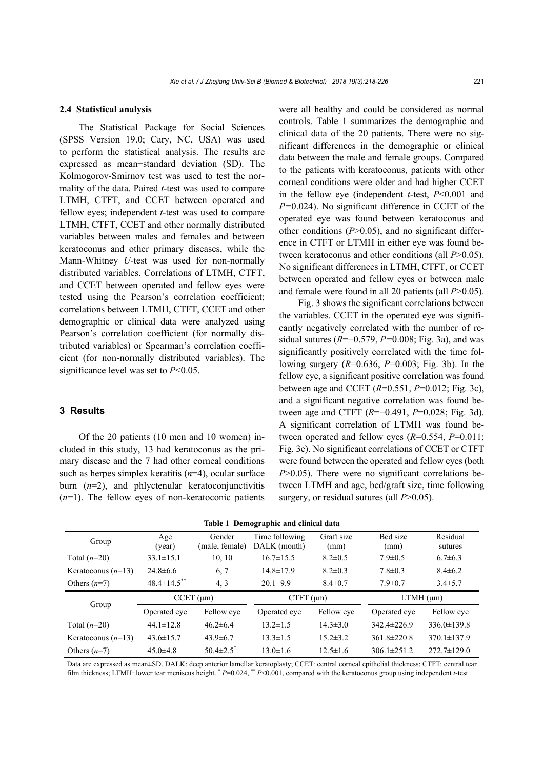### 2.4 Statistical analysis

The Statistical Package for Social Sciences (SPSS Version 19.0; Cary, NC, USA) was used to perform the statistical analysis. The results are expressed as mean±standard deviation (SD). The Kolmogorov-Smirnov test was used to test the normality of the data. Paired *t*-test was used to compare LTMH, CTFT, and CCET between operated and fellow eyes; independent *t*-test was used to compare LTMH, CTFT, CCET and other normally distributed variables between males and females and between keratoconus and other primary diseases, while the Mann-Whitney *U*-test was used for non-normally distributed variables. Correlations of LTMH, CTFT, and CCET between operated and fellow eyes were tested using the Pearson's correlation coefficient; correlations between LTMH, CTFT, CCET and other demographic or clinical data were analyzed using Pearson's correlation coefficient (for normally distributed variables) or Spearman's correlation coefficient (for non-normally distributed variables). The significance level was set to $P<0.05$.

## 3 Results

Of the 20 patients (10 men and 10 women) included in this study, 13 had keratoconus as the primary disease and the 7 had other corneal conditions such as herpes simplex keratitis ($n$=4), ocular surface burn ($n$=2), and phlyctenular keratoconjunctivitis ($n$=1). The fellow eyes of non-keratoconic patients were all healthy and could be considered as normal controls. Table 1 summarizes the demographic and clinical data of the 20 patients. There were no significant differences in the demographic or clinical data between the male and female groups. Compared to the patients with keratoconus, patients with other corneal conditions were older and had higher CCET in the fellow eye (independent *t*-test, $P<0.001$ and $P$=0.024). No significant difference in CCET of the operated eye was found between keratoconus and other conditions ($P>0.05$), and no significant difference in CTFT or LTMH in either eye was found between keratoconus and other conditions (all $P>0.05$). No significant differences in LTMH, CTFT, or CCET between operated and fellow eyes or between male and female were found in all 20 patients (all $P>0.05$).

Fig. 3 shows the significant correlations between the variables. CCET in the operated eye was significantly negatively correlated with the number of residual sutures ($R$=−0.579, $P$=0.008; Fig. 3a), and was significantly positively correlated with the time following surgery ($R$=0.636, $P$=0.003; Fig. 3b). In the fellow eye, a significant positive correlation was found between age and CCET ($R$=0.551, $P$=0.012; Fig. 3c), and a significant negative correlation was found between age and CTFT ($R$=−0.491, $P$=0.028; Fig. 3d). A significant correlation of LTMH was found between operated and fellow eyes ($R$=0.554, $P$=0.011; Fig. 3e). No significant correlations of CCET or CTFT were found between the operated and fellow eyes (both $P>0.05$). There were no significant correlations between LTMH and age, bed/graft size, time following surgery, or residual sutures (all $P>0.05$).

**Table 1 Demographic and clinical data**

| Group | Age (year) | Gender (male, female) | Time following DALK (month) | Graft size (mm) | Bed size (mm) | Residual sutures |
|---|---|---|---|---|---|---|
| Total ($n$=20) | 33.1±15.1 | 10, 10 | 16.7±15.5 | 8.2±0.5 | 7.9±0.5 | 6.7±6.3 |
| Keratoconus ($n$=13) | 24.8±6.6 | 6, 7 | 14.8±17.9 | 8.2±0.3 | 7.8±0.3 | 8.4±6.2 |
| Others ($n$=7) | 48.4±14.5** | 4, 3 | 20.1±9.9 | 8.4±0.7 | 7.9±0.7 | 3.4±5.7 |

| Group | CCET (μm) | | CTFT (μm) | | LTMH (μm) | |
|---|---|---|---|---|---|---|
| | Operated eye | Fellow eye | Operated eye | Fellow eye | Operated eye | Fellow eye |
| Total ($n$=20) | 44.1±12.8 | 46.2±6.4 | 13.2±1.5 | 14.3±3.0 | 342.4±226.9 | 336.0±139.8 |
| Keratoconus ($n$=13) | 43.6±15.7 | 43.9±6.7 | 13.3±1.5 | 15.2±3.2 | 361.8±220.8 | 370.1±137.9 |
| Others ($n$=7) | 45.0±4.8 | 50.4±2.5* | 13.0±1.6 | 12.5±1.6 | 306.1±251.2 | 272.7±129.0 |

Data are expressed as mean±SD. DALK: deep anterior lamellar keratoplasty; CCET: central corneal epithelial thickness; CTFT: central tear film thickness; LTMH: lower tear meniscus height. * $P$=0.024, ** $P<0.001$, compared with the keratoconus group using independent *t*-test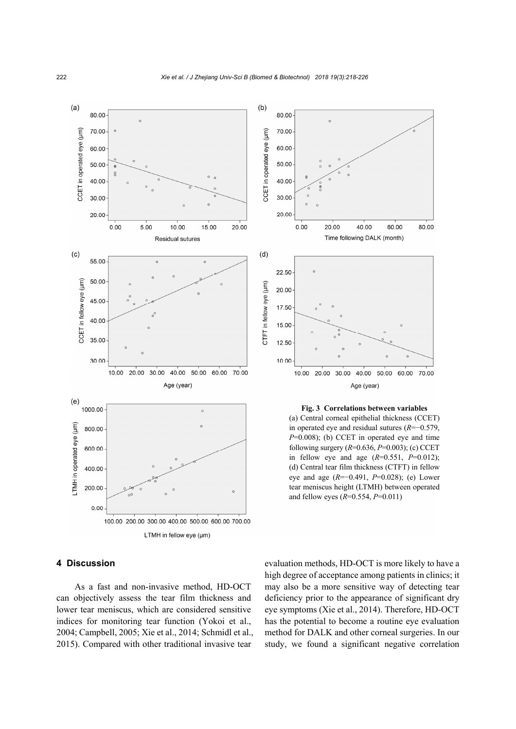Fig. 3 Correlations between variables

(a) Central corneal epithelial thickness (CCET) in operated eye and residual sutures ($R$=−0.579, $P$=0.008); (b) CCET in operated eye and time following surgery ($R$=0.636, $P$=0.003); (c) CCET in fellow eye and age ($R$=0.551, $P$=0.012); (d) Central tear film thickness (CTFT) in fellow eye and age ($R$=−0.491, $P$=0.028); (e) Lower tear meniscus height (LTMH) between operated and fellow eyes ($R$=0.554, $P$=0.011)

## 4 Discussion

As a fast and non-invasive method, HD-OCT can objectively assess the tear film thickness and lower tear meniscus, which are considered sensitive indices for monitoring tear function (Yokoi et al., 2004; Campbell, 2005; Xie et al., 2014; Schmidl et al., 2015). Compared with other traditional invasive tear evaluation methods, HD-OCT is more likely to have a high degree of acceptance among patients in clinics; it may also be a more sensitive way of detecting tear deficiency prior to the appearance of significant dry eye symptoms (Xie et al., 2014). Therefore, HD-OCT has the potential to become a routine eye evaluation method for DALK and other corneal surgeries. In our study, we found a significant negative correlation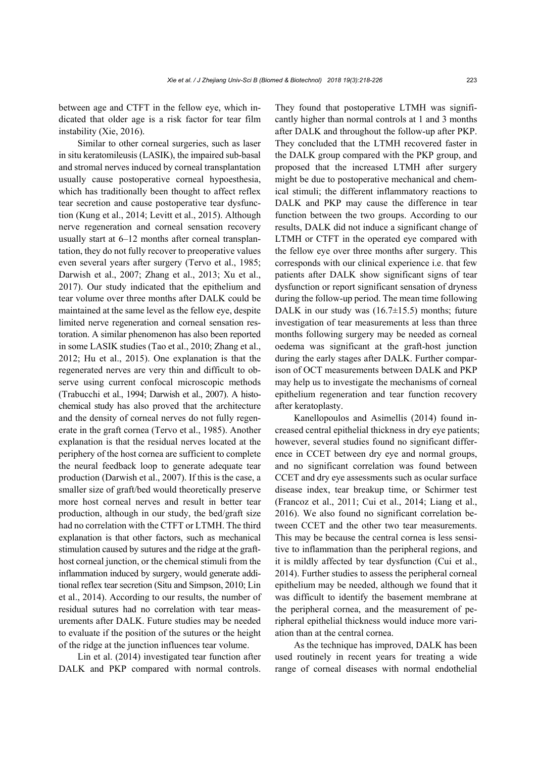between age and CTFT in the fellow eye, which indicated that older age is a risk factor for tear film instability (Xie, 2016).

Similar to other corneal surgeries, such as laser in situ keratomileusis (LASIK), the impaired sub-basal and stromal nerves induced by corneal transplantation usually cause postoperative corneal hypoesthesia, which has traditionally been thought to affect reflex tear secretion and cause postoperative tear dysfunction (Kung et al., 2014; Levitt et al., 2015). Although nerve regeneration and corneal sensation recovery usually start at 6–12 months after corneal transplantation, they do not fully recover to preoperative values even several years after surgery (Tervo et al., 1985; Darwish et al., 2007; Zhang et al., 2013; Xu et al., 2017). Our study indicated that the epithelium and tear volume over three months after DALK could be maintained at the same level as the fellow eye, despite limited nerve regeneration and corneal sensation restoration. A similar phenomenon has also been reported in some LASIK studies (Tao et al., 2010; Zhang et al., 2012; Hu et al., 2015). One explanation is that the regenerated nerves are very thin and difficult to observe using current confocal microscopic methods (Trabucchi et al., 1994; Darwish et al., 2007). A histochemical study has also proved that the architecture and the density of corneal nerves do not fully regenerate in the graft cornea (Tervo et al., 1985). Another explanation is that the residual nerves located at the periphery of the host cornea are sufficient to complete the neural feedback loop to generate adequate tear production (Darwish et al., 2007). If this is the case, a smaller size of graft/bed would theoretically preserve more host corneal nerves and result in better tear production, although in our study, the bed/graft size had no correlation with the CTFT or LTMH. The third explanation is that other factors, such as mechanical stimulation caused by sutures and the ridge at the graft-host corneal junction, or the chemical stimuli from the inflammation induced by surgery, would generate additional reflex tear secretion (Situ and Simpson, 2010; Lin et al., 2014). According to our results, the number of residual sutures had no correlation with tear measurements after DALK. Future studies may be needed to evaluate if the position of the sutures or the height of the ridge at the junction influences tear volume.

Lin et al. (2014) investigated tear function after DALK and PKP compared with normal controls. They found that postoperative LTMH was significantly higher than normal controls at 1 and 3 months after DALK and throughout the follow-up after PKP. They concluded that the LTMH recovered faster in the DALK group compared with the PKP group, and proposed that the increased LTMH after surgery might be due to postoperative mechanical and chemical stimuli; the different inflammatory reactions to DALK and PKP may cause the difference in tear function between the two groups. According to our results, DALK did not induce a significant change of LTMH or CTFT in the operated eye compared with the fellow eye over three months after surgery. This corresponds with our clinical experience i.e. that few patients after DALK show significant signs of tear dysfunction or report significant sensation of dryness during the follow-up period. The mean time following DALK in our study was (16.7±15.5) months; future investigation of tear measurements at less than three months following surgery may be needed as corneal oedema was significant at the graft-host junction during the early stages after DALK. Further comparison of OCT measurements between DALK and PKP may help us to investigate the mechanisms of corneal epithelium regeneration and tear function recovery after keratoplasty.

Kanellopoulos and Asimellis (2014) found increased central epithelial thickness in dry eye patients; however, several studies found no significant difference in CCET between dry eye and normal groups, and no significant correlation was found between CCET and dry eye assessments such as ocular surface disease index, tear breakup time, or Schirmer test (Francoz et al., 2011; Cui et al., 2014; Liang et al., 2016). We also found no significant correlation between CCET and the other two tear measurements. This may be because the central cornea is less sensitive to inflammation than the peripheral regions, and it is mildly affected by tear dysfunction (Cui et al., 2014). Further studies to assess the peripheral corneal epithelium may be needed, although we found that it was difficult to identify the basement membrane at the peripheral cornea, and the measurement of peripheral epithelial thickness would induce more variation than at the central cornea.

As the technique has improved, DALK has been used routinely in recent years for treating a wide range of corneal diseases with normal endothelial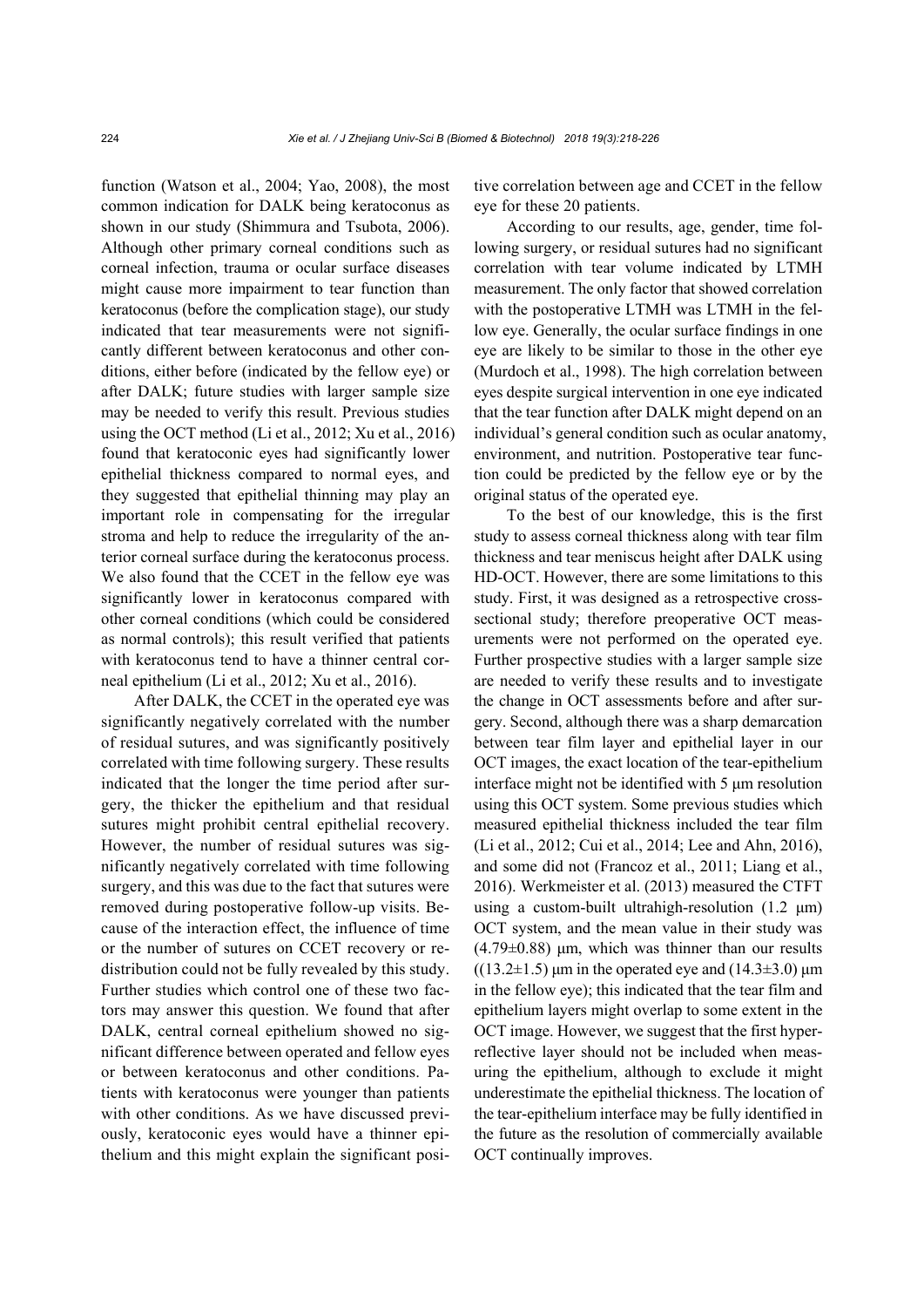function (Watson et al., 2004; Yao, 2008), the most common indication for DALK being keratoconus as shown in our study (Shimmura and Tsubota, 2006). Although other primary corneal conditions such as corneal infection, trauma or ocular surface diseases might cause more impairment to tear function than keratoconus (before the complication stage), our study indicated that tear measurements were not significantly different between keratoconus and other conditions, either before (indicated by the fellow eye) or after DALK; future studies with larger sample size may be needed to verify this result. Previous studies using the OCT method (Li et al., 2012; Xu et al., 2016) found that keratoconic eyes had significantly lower epithelial thickness compared to normal eyes, and they suggested that epithelial thinning may play an important role in compensating for the irregular stroma and help to reduce the irregularity of the anterior corneal surface during the keratoconus process. We also found that the CCET in the fellow eye was significantly lower in keratoconus compared with other corneal conditions (which could be considered as normal controls); this result verified that patients with keratoconus tend to have a thinner central corneal epithelium (Li et al., 2012; Xu et al., 2016).

After DALK, the CCET in the operated eye was significantly negatively correlated with the number of residual sutures, and was significantly positively correlated with time following surgery. These results indicated that the longer the time period after surgery, the thicker the epithelium and that residual sutures might prohibit central epithelial recovery. However, the number of residual sutures was significantly negatively correlated with time following surgery, and this was due to the fact that sutures were removed during postoperative follow-up visits. Because of the interaction effect, the influence of time or the number of sutures on CCET recovery or redistribution could not be fully revealed by this study. Further studies which control one of these two factors may answer this question. We found that after DALK, central corneal epithelium showed no significant difference between operated and fellow eyes or between keratoconus and other conditions. Patients with keratoconus were younger than patients with other conditions. As we have discussed previously, keratoconic eyes would have a thinner epithelium and this might explain the significant positive correlation between age and CCET in the fellow eye for these 20 patients.

According to our results, age, gender, time following surgery, or residual sutures had no significant correlation with tear volume indicated by LTMH measurement. The only factor that showed correlation with the postoperative LTMH was LTMH in the fellow eye. Generally, the ocular surface findings in one eye are likely to be similar to those in the other eye (Murdoch et al., 1998). The high correlation between eyes despite surgical intervention in one eye indicated that the tear function after DALK might depend on an individual's general condition such as ocular anatomy, environment, and nutrition. Postoperative tear function could be predicted by the fellow eye or by the original status of the operated eye.

To the best of our knowledge, this is the first study to assess corneal thickness along with tear film thickness and tear meniscus height after DALK using HD-OCT. However, there are some limitations to this study. First, it was designed as a retrospective cross-sectional study; therefore preoperative OCT measurements were not performed on the operated eye. Further prospective studies with a larger sample size are needed to verify these results and to investigate the change in OCT assessments before and after surgery. Second, although there was a sharp demarcation between tear film layer and epithelial layer in our OCT images, the exact location of the tear-epithelium interface might not be identified with 5 μm resolution using this OCT system. Some previous studies which measured epithelial thickness included the tear film (Li et al., 2012; Cui et al., 2014; Lee and Ahn, 2016), and some did not (Francoz et al., 2011; Liang et al., 2016). Werkmeister et al. (2013) measured the CTFT using a custom-built ultrahigh-resolution (1.2 μm) OCT system, and the mean value in their study was ($4.79\pm0.88$) μm, which was thinner than our results (($13.2\pm1.5$) μm in the operated eye and ($14.3\pm3.0$) μm in the fellow eye); this indicated that the tear film and epithelium layers might overlap to some extent in the OCT image. However, we suggest that the first hyper-reflective layer should not be included when measuring the epithelium, although to exclude it might underestimate the epithelial thickness. The location of the tear-epithelium interface may be fully identified in the future as the resolution of commercially available OCT continually improves.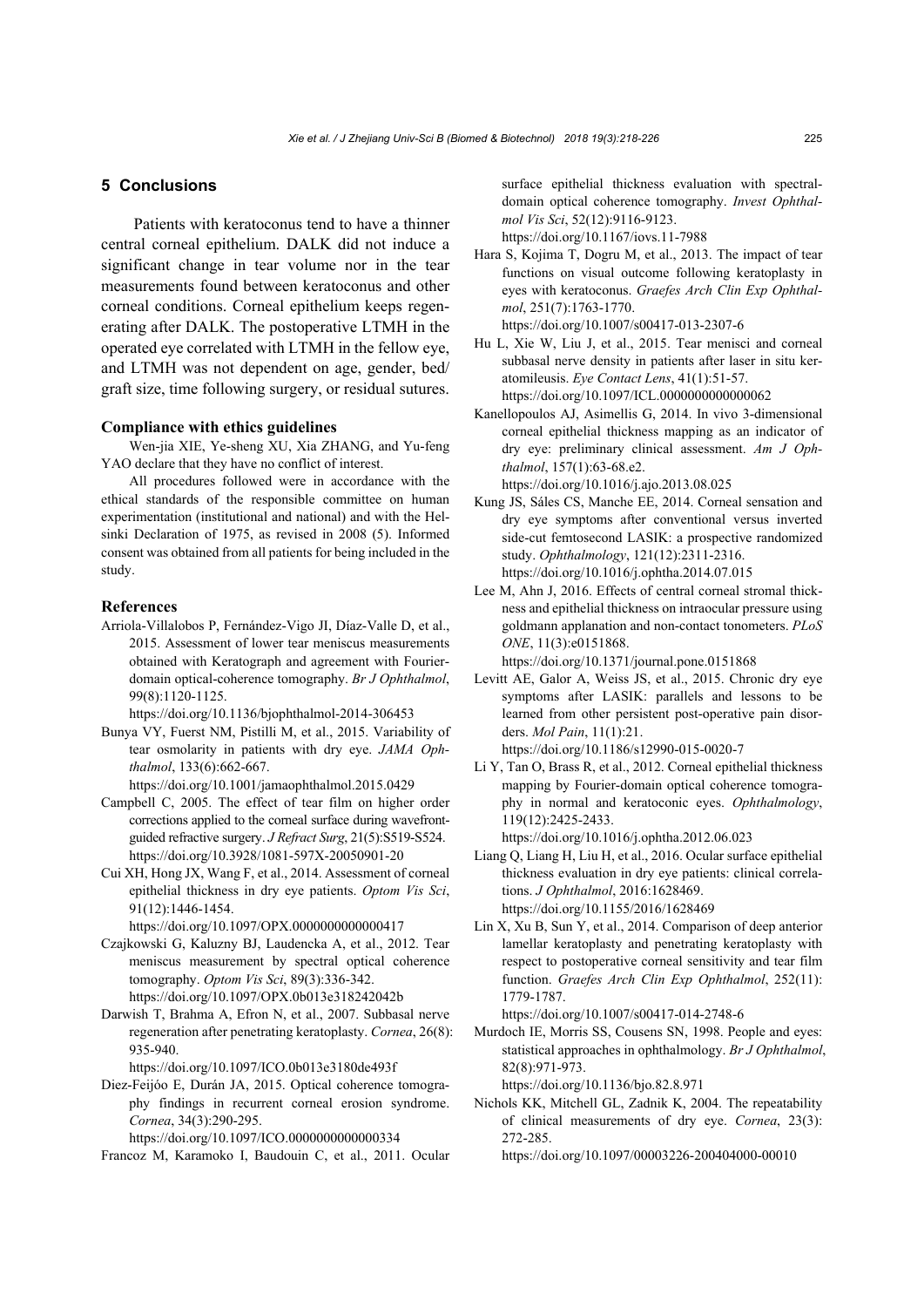## 5 Conclusions

Patients with keratoconus tend to have a thinner central corneal epithelium. DALK did not induce a significant change in tear volume nor in the tear measurements found between keratoconus and other corneal conditions. Corneal epithelium keeps regenerating after DALK. The postoperative LTMH in the operated eye correlated with LTMH in the fellow eye, and LTMH was not dependent on age, gender, bed/graft size, time following surgery, or residual sutures.

### Compliance with ethics guidelines

Wen-jia XIE, Ye-sheng XU, Xia ZHANG, and Yu-feng YAO declare that they have no conflict of interest.

All procedures followed were in accordance with the ethical standards of the responsible committee on human experimentation (institutional and national) and with the Helsinki Declaration of 1975, as revised in 2008 (5). Informed consent was obtained from all patients for being included in the study.

### References

Arriola-Villalobos P, Fernández-Vigo JI, Díaz-Valle D, et al., 2015. Assessment of lower tear meniscus measurements obtained with Keratograph and agreement with Fourier-domain optical-coherence tomography. *Br J Ophthalmol*, 99(8):1120-1125. https://doi.org/10.1136/bjophthalmol-2014-306453

Bunya VY, Fuerst NM, Pistilli M, et al., 2015. Variability of tear osmolarity in patients with dry eye. *JAMA Ophthalmol*, 133(6):662-667. https://doi.org/10.1001/jamaophthalmol.2015.0429

Campbell C, 2005. The effect of tear film on higher order corrections applied to the corneal surface during wavefront-guided refractive surgery. *J Refract Surg*, 21(5):S519-S524. https://doi.org/10.3928/1081-597X-20050901-20

Cui XH, Hong JX, Wang F, et al., 2014. Assessment of corneal epithelial thickness in dry eye patients. *Optom Vis Sci*, 91(12):1446-1454. https://doi.org/10.1097/OPX.0000000000000417

Czajkowski G, Kaluzny BJ, Laudencka A, et al., 2012. Tear meniscus measurement by spectral optical coherence tomography. *Optom Vis Sci*, 89(3):336-342. https://doi.org/10.1097/OPX.0b013e318242042b

Darwish T, Brahma A, Efron N, et al., 2007. Subbasal nerve regeneration after penetrating keratoplasty. *Cornea*, 26(8): 935-940. https://doi.org/10.1097/ICO.0b013e3180de493f

Diez-Feijóo E, Durán JA, 2015. Optical coherence tomography findings in recurrent corneal erosion syndrome. *Cornea*, 34(3):290-295. https://doi.org/10.1097/ICO.0000000000000334

Francoz M, Karamoko I, Baudouin C, et al., 2011. Ocular surface epithelial thickness evaluation with spectral-domain optical coherence tomography. *Invest Ophthalmol Vis Sci*, 52(12):9116-9123. https://doi.org/10.1167/iovs.11-7988

Hara S, Kojima T, Dogru M, et al., 2013. The impact of tear functions on visual outcome following keratoplasty in eyes with keratoconus. *Graefes Arch Clin Exp Ophthalmol*, 251(7):1763-1770. https://doi.org/10.1007/s00417-013-2307-6

Hu L, Xie W, Liu J, et al., 2015. Tear menisci and corneal subbasal nerve density in patients after laser in situ keratomileusis. *Eye Contact Lens*, 41(1):51-57. https://doi.org/10.1097/ICL.0000000000000062

Kanellopoulos AJ, Asimellis G, 2014. In vivo 3-dimensional corneal epithelial thickness mapping as an indicator of dry eye: preliminary clinical assessment. *Am J Ophthalmol*, 157(1):63-68.e2. https://doi.org/10.1016/j.ajo.2013.08.025

Kung JS, Sáles CS, Manche EE, 2014. Corneal sensation and dry eye symptoms after conventional versus inverted side-cut femtosecond LASIK: a prospective randomized study. *Ophthalmology*, 121(12):2311-2316. https://doi.org/10.1016/j.ophtha.2014.07.015

Lee M, Ahn J, 2016. Effects of central corneal stromal thickness and epithelial thickness on intraocular pressure using goldmann applanation and non-contact tonometers. *PLoS ONE*, 11(3):e0151868. https://doi.org/10.1371/journal.pone.0151868

Levitt AE, Galor A, Weiss JS, et al., 2015. Chronic dry eye symptoms after LASIK: parallels and lessons to be learned from other persistent post-operative pain disorders. *Mol Pain*, 11(1):21. https://doi.org/10.1186/s12990-015-0020-7

Li Y, Tan O, Brass R, et al., 2012. Corneal epithelial thickness mapping by Fourier-domain optical coherence tomography in normal and keratoconic eyes. *Ophthalmology*, 119(12):2425-2433. https://doi.org/10.1016/j.ophtha.2012.06.023

Liang Q, Liang H, Liu H, et al., 2016. Ocular surface epithelial thickness evaluation in dry eye patients: clinical correlations. *J Ophthalmol*, 2016:1628469. https://doi.org/10.1155/2016/1628469

Lin X, Xu B, Sun Y, et al., 2014. Comparison of deep anterior lamellar keratoplasty and penetrating keratoplasty with respect to postoperative corneal sensitivity and tear film function. *Graefes Arch Clin Exp Ophthalmol*, 252(11): 1779-1787. https://doi.org/10.1007/s00417-014-2748-6

Murdoch IE, Morris SS, Cousens SN, 1998. People and eyes: statistical approaches in ophthalmology. *Br J Ophthalmol*, 82(8):971-973. https://doi.org/10.1136/bjo.82.8.971

Nichols KK, Mitchell GL, Zadnik K, 2004. The repeatability of clinical measurements of dry eye. *Cornea*, 23(3): 272-285. https://doi.org/10.1097/00003226-200404000-00010